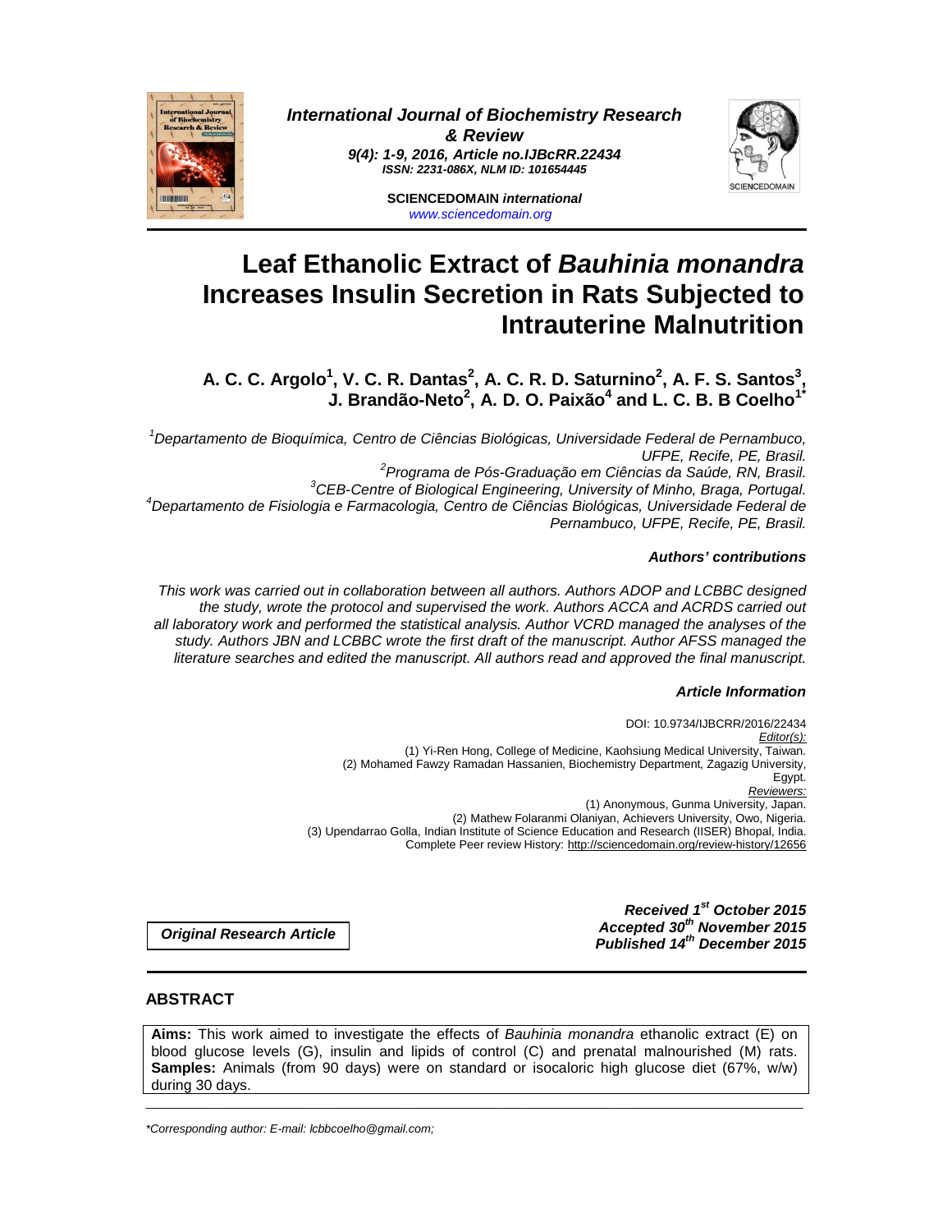International Journal of Biochemistry Research & Review
9(4): 1-9, 2016, Article no.IJBcRR.22434
ISSN: 2231-086X, NLM ID: 101654445

SCIENCEDOMAIN international
www.sciencedomain.org

# Leaf Ethanolic Extract of *Bauhinia monandra* Increases Insulin Secretion in Rats Subjected to Intrauterine Malnutrition

**A. C. C. Argolo[1], V. C. R. Dantas[2], A. C. R. D. Saturnino[2], A. F. S. Santos[3], J. Brandão-Neto[2], A. D. O. Paixão[4] and L. C. B. B Coelho[1*]**

[1]*Departamento de Bioquímica, Centro de Ciências Biológicas, Universidade Federal de Pernambuco, UFPE, Recife, PE, Brasil.*
[2]*Programa de Pós-Graduação em Ciências da Saúde, RN, Brasil.*
[3]*CEB-Centre of Biological Engineering, University of Minho, Braga, Portugal.*
[4]*Departamento de Fisiologia e Farmacologia, Centro de Ciências Biológicas, Universidade Federal de Pernambuco, UFPE, Recife, PE, Brasil.*

***Authors' contributions***

*This work was carried out in collaboration between all authors. Authors ADOP and LCBBC designed the study, wrote the protocol and supervised the work. Authors ACCA and ACRDS carried out all laboratory work and performed the statistical analysis. Author VCRD managed the analyses of the study. Authors JBN and LCBBC wrote the first draft of the manuscript. Author AFSS managed the literature searches and edited the manuscript. All authors read and approved the final manuscript.*

***Article Information***

DOI: 10.9734/IJBCRR/2016/22434
*Editor(s):*
(1) Yi-Ren Hong, College of Medicine, Kaohsiung Medical University, Taiwan.
(2) Mohamed Fawzy Ramadan Hassanien, Biochemistry Department, Zagazig University, Egypt.
*Reviewers:*
(1) Anonymous, Gunma University, Japan.
(2) Mathew Folaranmi Olaniyan, Achievers University, Owo, Nigeria.
(3) Upendarrao Golla, Indian Institute of Science Education and Research (IISER) Bhopal, India.
Complete Peer review History: http://sciencedomain.org/review-history/12656

**Original Research Article**

***Received 1st October 2015***
***Accepted 30th November 2015***
***Published 14th December 2015***

## ABSTRACT

**Aims:** This work aimed to investigate the effects of *Bauhinia monandra* ethanolic extract (E) on blood glucose levels (G), insulin and lipids of control (C) and prenatal malnourished (M) rats.
**Samples:** Animals (from 90 days) were on standard or isocaloric high glucose diet (67%, w/w) during 30 days.

*Corresponding author: E-mail: lcbbcoelho@gmail.com;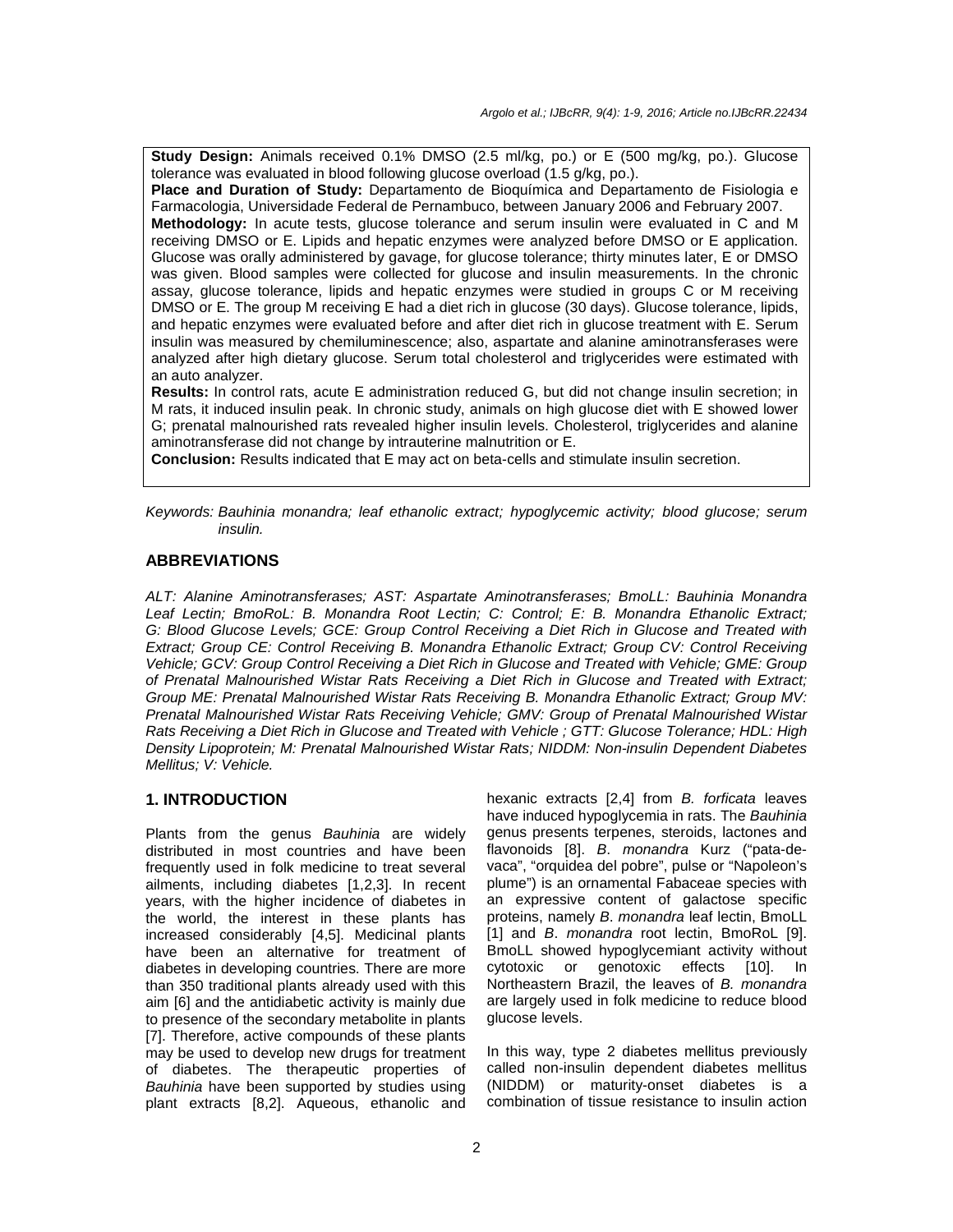**Study Design:** Animals received 0.1% DMSO (2.5 ml/kg, po.) or E (500 mg/kg, po.). Glucose tolerance was evaluated in blood following glucose overload (1.5 g/kg, po.).

**Place and Duration of Study:** Departamento de Bioquímica and Departamento de Fisiologia e Farmacologia, Universidade Federal de Pernambuco, between January 2006 and February 2007.

**Methodology:** In acute tests, glucose tolerance and serum insulin were evaluated in C and M receiving DMSO or E. Lipids and hepatic enzymes were analyzed before DMSO or E application. Glucose was orally administered by gavage, for glucose tolerance; thirty minutes later, E or DMSO was given. Blood samples were collected for glucose and insulin measurements. In the chronic assay, glucose tolerance, lipids and hepatic enzymes were studied in groups C or M receiving DMSO or E. The group M receiving E had a diet rich in glucose (30 days). Glucose tolerance, lipids, and hepatic enzymes were evaluated before and after diet rich in glucose treatment with E. Serum insulin was measured by chemiluminescence; also, aspartate and alanine aminotransferases were analyzed after high dietary glucose. Serum total cholesterol and triglycerides were estimated with an auto analyzer.

**Results:** In control rats, acute E administration reduced G, but did not change insulin secretion; in M rats, it induced insulin peak. In chronic study, animals on high glucose diet with E showed lower G; prenatal malnourished rats revealed higher insulin levels. Cholesterol, triglycerides and alanine aminotransferase did not change by intrauterine malnutrition or E.

**Conclusion:** Results indicated that E may act on beta-cells and stimulate insulin secretion.

*Keywords: Bauhinia monandra; leaf ethanolic extract; hypoglycemic activity; blood glucose; serum insulin.*

## ABBREVIATIONS

*ALT: Alanine Aminotransferases; AST: Aspartate Aminotransferases; BmoLL: Bauhinia Monandra Leaf Lectin; BmoRoL: B. Monandra Root Lectin; C: Control; E: B. Monandra Ethanolic Extract; G: Blood Glucose Levels; GCE: Group Control Receiving a Diet Rich in Glucose and Treated with Extract; Group CE: Control Receiving B. Monandra Ethanolic Extract; Group CV: Control Receiving Vehicle; GCV: Group Control Receiving a Diet Rich in Glucose and Treated with Vehicle; GME: Group of Prenatal Malnourished Wistar Rats Receiving a Diet Rich in Glucose and Treated with Extract; Group ME: Prenatal Malnourished Wistar Rats Receiving B. Monandra Ethanolic Extract; Group MV: Prenatal Malnourished Wistar Rats Receiving Vehicle; GMV: Group of Prenatal Malnourished Wistar Rats Receiving a Diet Rich in Glucose and Treated with Vehicle ; GTT: Glucose Tolerance; HDL: High Density Lipoprotein; M: Prenatal Malnourished Wistar Rats; NIDDM: Non-insulin Dependent Diabetes Mellitus; V: Vehicle.*

## 1. INTRODUCTION

Plants from the genus *Bauhinia* are widely distributed in most countries and have been frequently used in folk medicine to treat several ailments, including diabetes [1,2,3]. In recent years, with the higher incidence of diabetes in the world, the interest in these plants has increased considerably [4,5]. Medicinal plants have been an alternative for treatment of diabetes in developing countries. There are more than 350 traditional plants already used with this aim [6] and the antidiabetic activity is mainly due to presence of the secondary metabolite in plants [7]. Therefore, active compounds of these plants may be used to develop new drugs for treatment of diabetes. The therapeutic properties of *Bauhinia* have been supported by studies using plant extracts [8,2]. Aqueous, ethanolic and hexanic extracts [2,4] from *B. forficata* leaves have induced hypoglycemia in rats. The *Bauhinia* genus presents terpenes, steroids, lactones and flavonoids [8]. *B. monandra* Kurz ("pata-de-vaca", "orquidea del pobre", pulse or "Napoleon's plume") is an ornamental Fabaceae species with an expressive content of galactose specific proteins, namely *B. monandra* leaf lectin, BmoLL [1] and *B. monandra* root lectin, BmoRoL [9]. BmoLL showed hypoglycemiant activity without cytotoxic or genotoxic effects [10]. In Northeastern Brazil, the leaves of *B. monandra* are largely used in folk medicine to reduce blood glucose levels.

In this way, type 2 diabetes mellitus previously called non-insulin dependent diabetes mellitus (NIDDM) or maturity-onset diabetes is a combination of tissue resistance to insulin action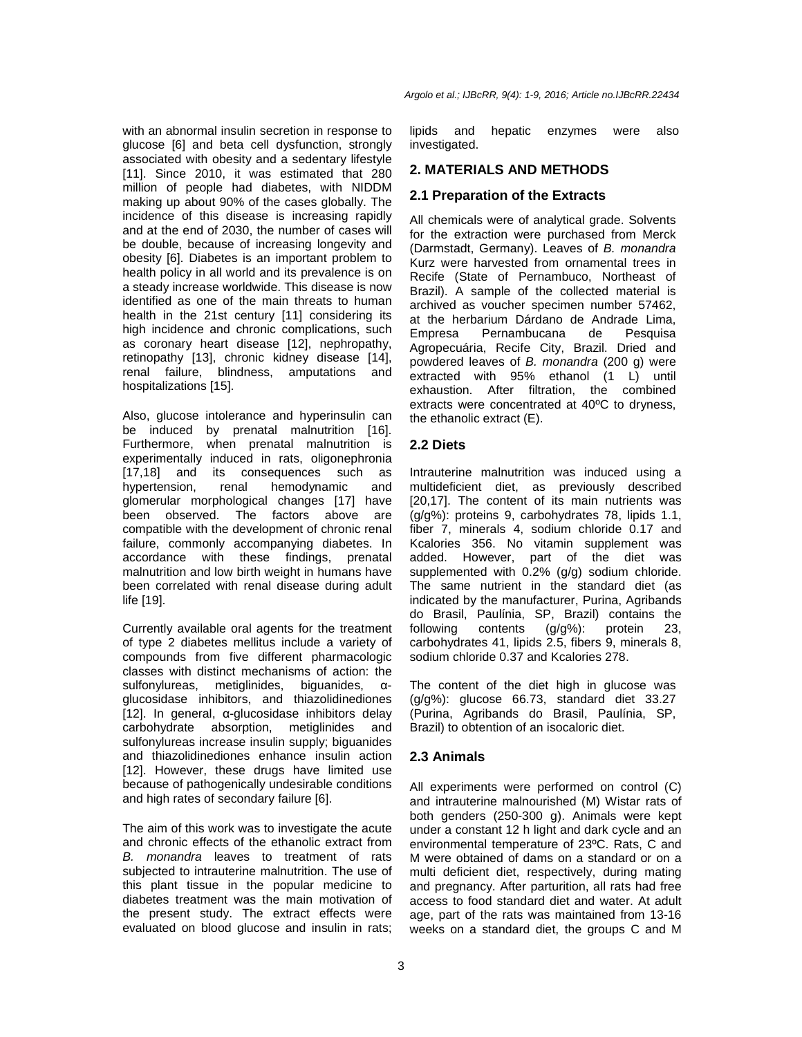with an abnormal insulin secretion in response to glucose [6] and beta cell dysfunction, strongly associated with obesity and a sedentary lifestyle [11]. Since 2010, it was estimated that 280 million of people had diabetes, with NIDDM making up about 90% of the cases globally. The incidence of this disease is increasing rapidly and at the end of 2030, the number of cases will be double, because of increasing longevity and obesity [6]. Diabetes is an important problem to health policy in all world and its prevalence is on a steady increase worldwide. This disease is now identified as one of the main threats to human health in the 21st century [11] considering its high incidence and chronic complications, such as coronary heart disease [12], nephropathy, retinopathy [13], chronic kidney disease [14], renal failure, blindness, amputations and hospitalizations [15].

Also, glucose intolerance and hyperinsulin can be induced by prenatal malnutrition [16]. Furthermore, when prenatal malnutrition is experimentally induced in rats, oligonephronia [17,18] and its consequences such as hypertension, renal hemodynamic and glomerular morphological changes [17] have been observed. The factors above are compatible with the development of chronic renal failure, commonly accompanying diabetes. In accordance with these findings, prenatal malnutrition and low birth weight in humans have been correlated with renal disease during adult life [19].

Currently available oral agents for the treatment of type 2 diabetes mellitus include a variety of compounds from five different pharmacologic classes with distinct mechanisms of action: the sulfonylureas, metiglinides, biguanides, α-glucosidase inhibitors, and thiazolidinediones [12]. In general, α-glucosidase inhibitors delay carbohydrate absorption, metiglinides and sulfonylureas increase insulin supply; biguanides and thiazolidinediones enhance insulin action [12]. However, these drugs have limited use because of pathogenically undesirable conditions and high rates of secondary failure [6].

The aim of this work was to investigate the acute and chronic effects of the ethanolic extract from *B. monandra* leaves to treatment of rats subjected to intrauterine malnutrition. The use of this plant tissue in the popular medicine to diabetes treatment was the main motivation of the present study. The extract effects were evaluated on blood glucose and insulin in rats; lipids and hepatic enzymes were also investigated.

## 2. MATERIALS AND METHODS

### 2.1 Preparation of the Extracts

All chemicals were of analytical grade. Solvents for the extraction were purchased from Merck (Darmstadt, Germany). Leaves of *B. monandra* Kurz were harvested from ornamental trees in Recife (State of Pernambuco, Northeast of Brazil). A sample of the collected material is archived as voucher specimen number 57462, at the herbarium Dárdano de Andrade Lima, Empresa Pernambucana de Pesquisa Agropecuária, Recife City, Brazil. Dried and powdered leaves of *B. monandra* (200 g) were extracted with 95% ethanol (1 L) until exhaustion. After filtration, the combined extracts were concentrated at 40ºC to dryness, the ethanolic extract (E).

### 2.2 Diets

Intrauterine malnutrition was induced using a multideficient diet, as previously described [20,17]. The content of its main nutrients was (g/g%): proteins 9, carbohydrates 78, lipids 1.1, fiber 7, minerals 4, sodium chloride 0.17 and Kcalories 356. No vitamin supplement was added. However, part of the diet was supplemented with 0.2% (g/g) sodium chloride. The same nutrient in the standard diet (as indicated by the manufacturer, Purina, Agribands do Brasil, Paulínia, SP, Brazil) contains the following contents (g/g%): protein 23, carbohydrates 41, lipids 2.5, fibers 9, minerals 8, sodium chloride 0.37 and Kcalories 278.

The content of the diet high in glucose was (g/g%): glucose 66.73, standard diet 33.27 (Purina, Agribands do Brasil, Paulínia, SP, Brazil) to obtention of an isocaloric diet.

### 2.3 Animals

All experiments were performed on control (C) and intrauterine malnourished (M) Wistar rats of both genders (250-300 g). Animals were kept under a constant 12 h light and dark cycle and an environmental temperature of 23ºC. Rats, C and M were obtained of dams on a standard or on a multi deficient diet, respectively, during mating and pregnancy. After parturition, all rats had free access to food standard diet and water. At adult age, part of the rats was maintained from 13-16 weeks on a standard diet, the groups C and M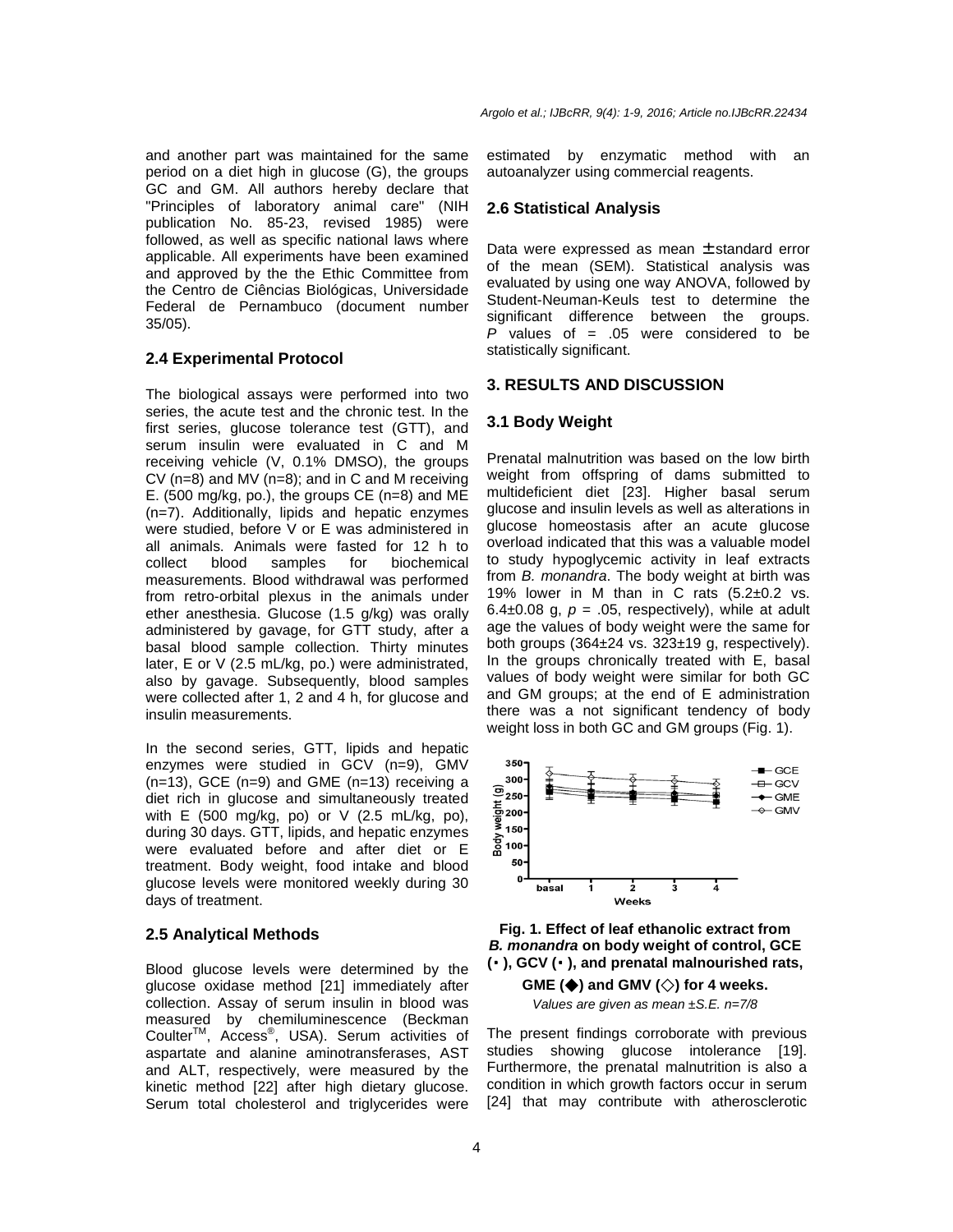and another part was maintained for the same period on a diet high in glucose (G), the groups GC and GM. All authors hereby declare that "Principles of laboratory animal care" (NIH publication No. 85-23, revised 1985) were followed, as well as specific national laws where applicable. All experiments have been examined and approved by the the Ethic Committee from the Centro de Ciências Biológicas, Universidade Federal de Pernambuco (document number 35/05).

### 2.4 Experimental Protocol

The biological assays were performed into two series, the acute test and the chronic test. In the first series, glucose tolerance test (GTT), and serum insulin were evaluated in C and M receiving vehicle (V, 0.1% DMSO), the groups CV (n=8) and MV (n=8); and in C and M receiving E. (500 mg/kg, po.), the groups CE (n=8) and ME (n=7). Additionally, lipids and hepatic enzymes were studied, before V or E was administered in all animals. Animals were fasted for 12 h to collect blood samples for biochemical measurements. Blood withdrawal was performed from retro-orbital plexus in the animals under ether anesthesia. Glucose (1.5 g/kg) was orally administered by gavage, for GTT study, after a basal blood sample collection. Thirty minutes later, E or V (2.5 mL/kg, po.) were administrated, also by gavage. Subsequently, blood samples were collected after 1, 2 and 4 h, for glucose and insulin measurements.

In the second series, GTT, lipids and hepatic enzymes were studied in GCV (n=9), GMV (n=13), GCE (n=9) and GME (n=13) receiving a diet rich in glucose and simultaneously treated with E (500 mg/kg, po) or V (2.5 mL/kg, po), during 30 days. GTT, lipids, and hepatic enzymes were evaluated before and after diet or E treatment. Body weight, food intake and blood glucose levels were monitored weekly during 30 days of treatment.

### 2.5 Analytical Methods

Blood glucose levels were determined by the glucose oxidase method [21] immediately after collection. Assay of serum insulin in blood was measured by chemiluminescence (Beckman Coulter™, Access®, USA). Serum activities of aspartate and alanine aminotransferases, AST and ALT, respectively, were measured by the kinetic method [22] after high dietary glucose. Serum total cholesterol and triglycerides were estimated by enzymatic method with an autoanalyzer using commercial reagents.

### 2.6 Statistical Analysis

Data were expressed as mean ± standard error of the mean (SEM). Statistical analysis was evaluated by using one way ANOVA, followed by Student-Neuman-Keuls test to determine the significant difference between the groups. *P* values of = .05 were considered to be statistically significant.

## 3. RESULTS AND DISCUSSION

### 3.1 Body Weight

Prenatal malnutrition was based on the low birth weight from offspring of dams submitted to multideficient diet [23]. Higher basal serum glucose and insulin levels as well as alterations in glucose homeostasis after an acute glucose overload indicated that this was a valuable model to study hypoglycemic activity in leaf extracts from *B. monandra*. The body weight at birth was 19% lower in M than in C rats (5.2±0.2 vs. 6.4±0.08 g, *p* = .05, respectively), while at adult age the values of body weight were the same for both groups (364±24 vs. 323±19 g, respectively). In the groups chronically treated with E, basal values of body weight were similar for both GC and GM groups; at the end of E administration there was a not significant tendency of body weight loss in both GC and GM groups (Fig. 1).

**Fig. 1. Effect of leaf ethanolic extract from *B. monandra* on body weight of control, GCE (▪), GCV (▪), and prenatal malnourished rats, GME (◆) and GMV (◇) for 4 weeks.**

*Values are given as mean ±S.E. n=7/8*

The present findings corroborate with previous studies showing glucose intolerance [19]. Furthermore, the prenatal malnutrition is also a condition in which growth factors occur in serum [24] that may contribute with atherosclerotic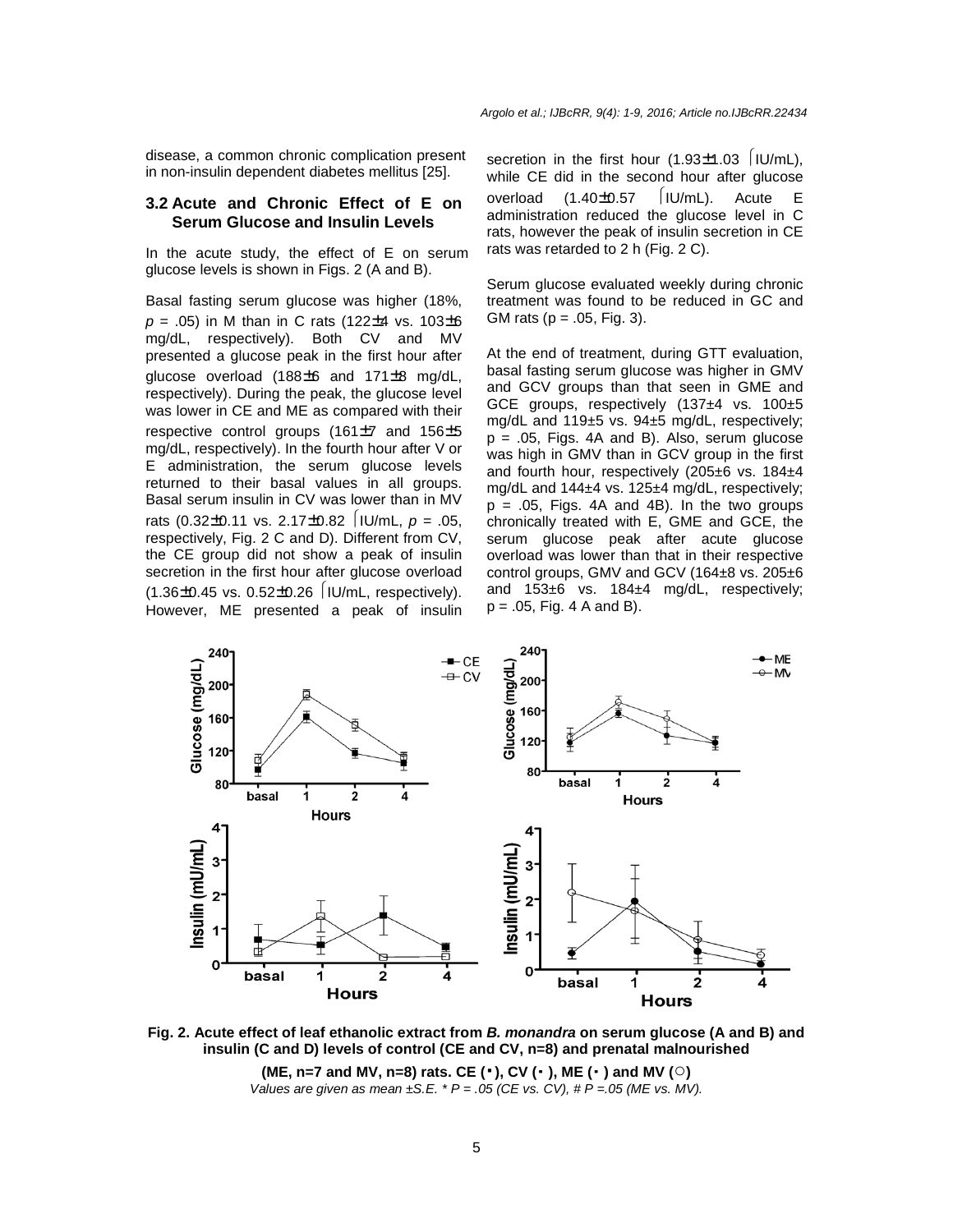disease, a common chronic complication present in non-insulin dependent diabetes mellitus [25].

### 3.2 Acute and Chronic Effect of E on Serum Glucose and Insulin Levels

In the acute study, the effect of E on serum glucose levels is shown in Figs. 2 (A and B).

Basal fasting serum glucose was higher (18%, $p$ = .05) in M than in C rats (122±4 vs. 103±6 mg/dL, respectively). Both CV and MV presented a glucose peak in the first hour after glucose overload (188±6 and 171±8 mg/dL, respectively). During the peak, the glucose level was lower in CE and ME as compared with their respective control groups (161±7 and 156±5 mg/dL, respectively). In the fourth hour after V or E administration, the serum glucose levels returned to their basal values in all groups. Basal serum insulin in CV was lower than in MV rats (0.32±0.11 vs. 2.17±0.82 ⌈IU/mL, $p$ = .05, respectively, Fig. 2 C and D). Different from CV, the CE group did not show a peak of insulin secretion in the first hour after glucose overload (1.36±0.45 vs. 0.52±0.26 ⌈IU/mL, respectively). However, ME presented a peak of insulin secretion in the first hour (1.93±1.03 ⌈IU/mL), while CE did in the second hour after glucose overload (1.40±0.57 ⌈IU/mL). Acute E administration reduced the glucose level in C rats, however the peak of insulin secretion in CE rats was retarded to 2 h (Fig. 2 C).

Serum glucose evaluated weekly during chronic treatment was found to be reduced in GC and GM rats (p = .05, Fig. 3).

At the end of treatment, during GTT evaluation, basal fasting serum glucose was higher in GMV and GCV groups than that seen in GME and GCE groups, respectively (137±4 vs. 100±5 mg/dL and 119±5 vs. 94±5 mg/dL, respectively; p = .05, Figs. 4A and B). Also, serum glucose was high in GMV than in GCV group in the first and fourth hour, respectively (205±6 vs. 184±4 mg/dL and 144±4 vs. 125±4 mg/dL, respectively; p = .05, Figs. 4A and 4B). In the two groups chronically treated with E, GME and GCE, the serum glucose peak after acute glucose overload was lower than that in their respective control groups, GMV and GCV (164±8 vs. 205±6 and 153±6 vs. 184±4 mg/dL, respectively; p = .05, Fig. 4 A and B).

**Fig. 2. Acute effect of leaf ethanolic extract from *B. monandra* on serum glucose (A and B) and insulin (C and D) levels of control (CE and CV, n=8) and prenatal malnourished (ME, n=7 and MV, n=8) rats. CE (▪), CV (▫), ME (•) and MV (○)**

*Values are given as mean ±S.E. * P = .05 (CE vs. CV), # P =.05 (ME vs. MV).*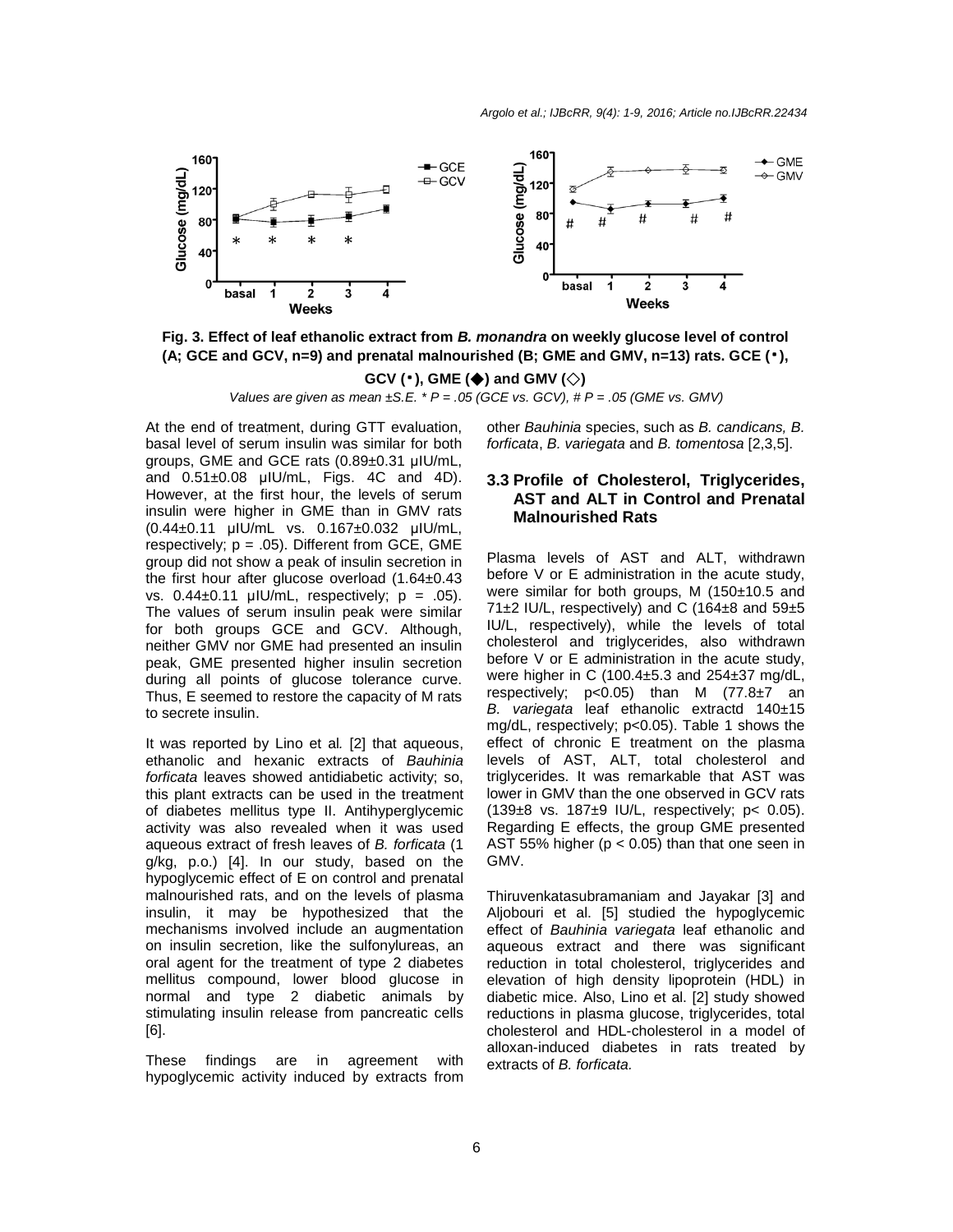**Fig. 3. Effect of leaf ethanolic extract from *B. monandra* on weekly glucose level of control (A; GCE and GCV, n=9) and prenatal malnourished (B; GME and GMV, n=13) rats. GCE (•), GCV (•), GME (◆) and GMV (◇)**

*Values are given as mean ±S.E. * P = .05 (GCE vs. GCV), # P = .05 (GME vs. GMV)*

At the end of treatment, during GTT evaluation, basal level of serum insulin was similar for both groups, GME and GCE rats (0.89±0.31 µIU/mL, and 0.51±0.08 µIU/mL, Figs. 4C and 4D). However, at the first hour, the levels of serum insulin were higher in GME than in GMV rats (0.44±0.11 µIU/mL vs. 0.167±0.032 µIU/mL, respectively; p = .05). Different from GCE, GME group did not show a peak of insulin secretion in the first hour after glucose overload (1.64±0.43 vs. 0.44±0.11 µIU/mL, respectively; p = .05). The values of serum insulin peak were similar for both groups GCE and GCV. Although, neither GMV nor GME had presented an insulin peak, GME presented higher insulin secretion during all points of glucose tolerance curve. Thus, E seemed to restore the capacity of M rats to secrete insulin.

It was reported by Lino et al*.* [2] that aqueous, ethanolic and hexanic extracts of *Bauhinia forficata* leaves showed antidiabetic activity; so, this plant extracts can be used in the treatment of diabetes mellitus type II. Antihyperglycemic activity was also revealed when it was used aqueous extract of fresh leaves of *B. forficata* (1 g/kg, p.o.) [4]. In our study, based on the hypoglycemic effect of E on control and prenatal malnourished rats, and on the levels of plasma insulin, it may be hypothesized that the mechanisms involved include an augmentation on insulin secretion, like the sulfonylureas, an oral agent for the treatment of type 2 diabetes mellitus compound, lower blood glucose in normal and type 2 diabetic animals by stimulating insulin release from pancreatic cells [6].

These findings are in agreement with hypoglycemic activity induced by extracts from other *Bauhinia* species, such as *B. candicans, B. forficata*, *B. variegata* and *B. tomentosa* [2,3,5].

### 3.3 Profile of Cholesterol, Triglycerides, AST and ALT in Control and Prenatal Malnourished Rats

Plasma levels of AST and ALT, withdrawn before V or E administration in the acute study, were similar for both groups, M (150±10.5 and 71±2 IU/L, respectively) and C (164±8 and 59±5 IU/L, respectively), while the levels of total cholesterol and triglycerides, also withdrawn before V or E administration in the acute study, were higher in C (100.4±5.3 and 254±37 mg/dL, respectively; p<0.05) than M (77.8±7 an *B. variegata* leaf ethanolic extractd 140±15 mg/dL, respectively; p<0.05). Table 1 shows the effect of chronic E treatment on the plasma levels of AST, ALT, total cholesterol and triglycerides. It was remarkable that AST was lower in GMV than the one observed in GCV rats (139±8 vs. 187±9 IU/L, respectively; p< 0.05). Regarding E effects, the group GME presented AST 55% higher (p < 0.05) than that one seen in GMV.

Thiruvenkatasubramaniam and Jayakar [3] and Aljobouri et al. [5] studied the hypoglycemic effect of *Bauhinia variegata* leaf ethanolic and aqueous extract and there was significant reduction in total cholesterol, triglycerides and elevation of high density lipoprotein (HDL) in diabetic mice. Also, Lino et al. [2] study showed reductions in plasma glucose, triglycerides, total cholesterol and HDL-cholesterol in a model of alloxan-induced diabetes in rats treated by extracts of *B. forficata.*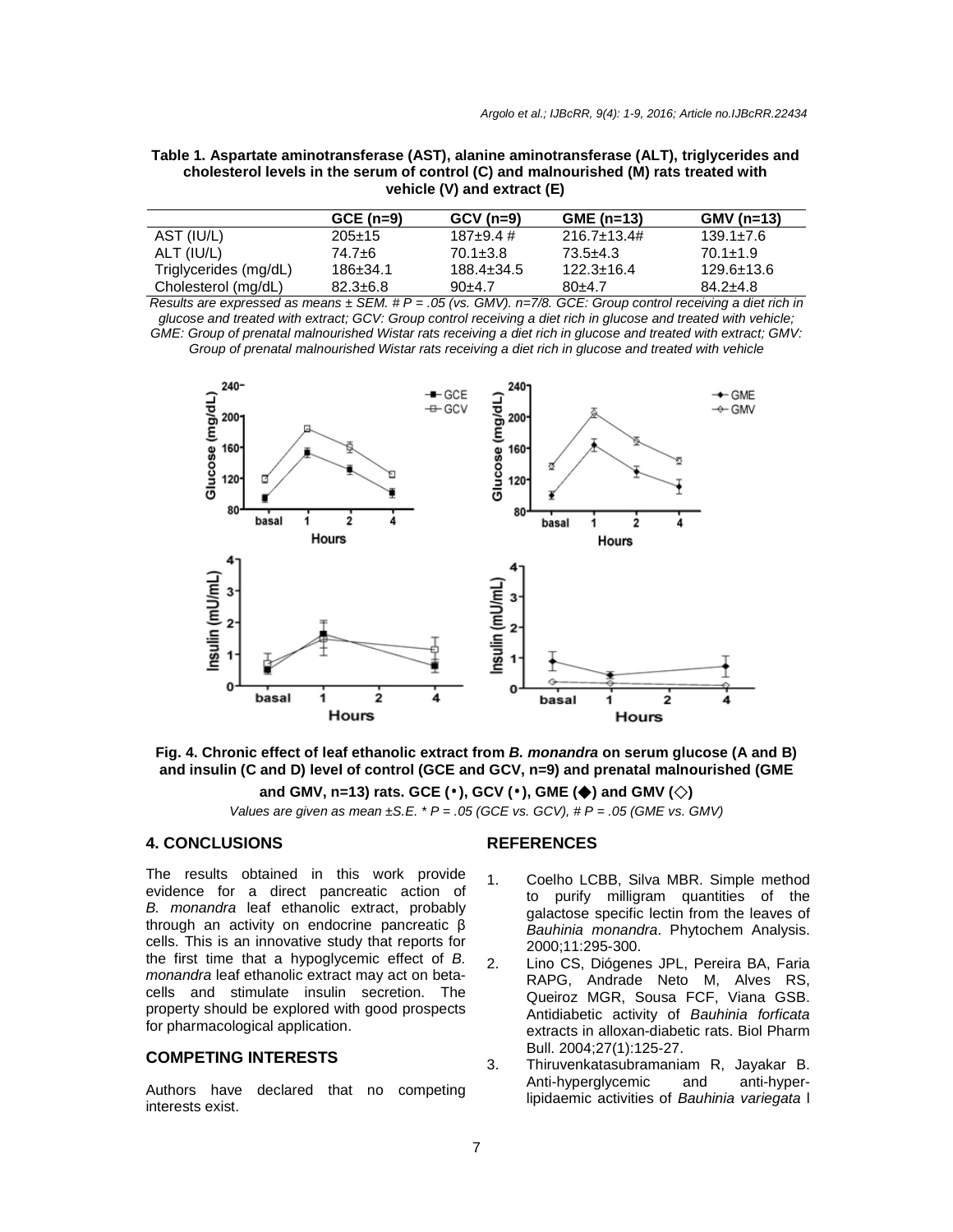**Table 1. Aspartate aminotransferase (AST), alanine aminotransferase (ALT), triglycerides and cholesterol levels in the serum of control (C) and malnourished (M) rats treated with vehicle (V) and extract (E)**

| | GCE (n=9) | GCV (n=9) | GME (n=13) | GMV (n=13) |
|---|---|---|---|---|
| AST (IU/L) | 205±15 | 187±9.4 # | 216.7±13.4# | 139.1±7.6 |
| ALT (IU/L) | 74.7±6 | 70.1±3.8 | 73.5±4.3 | 70.1±1.9 |
| Triglycerides (mg/dL) | 186±34.1 | 188.4±34.5 | 122.3±16.4 | 129.6±13.6 |
| Cholesterol (mg/dL) | 82.3±6.8 | 90±4.7 | 80±4.7 | 84.2±4.8 |

*Results are expressed as means ± SEM. # P = .05 (vs. GMV). n=7/8. GCE: Group control receiving a diet rich in glucose and treated with extract; GCV: Group control receiving a diet rich in glucose and treated with vehicle; GME: Group of prenatal malnourished Wistar rats receiving a diet rich in glucose and treated with extract; GMV: Group of prenatal malnourished Wistar rats receiving a diet rich in glucose and treated with vehicle*

**Fig. 4. Chronic effect of leaf ethanolic extract from *B. monandra* on serum glucose (A and B) and insulin (C and D) level of control (GCE and GCV, n=9) and prenatal malnourished (GME and GMV, n=13) rats. GCE (•), GCV (•), GME (◆) and GMV (◇)**

*Values are given as mean ±S.E. * P = .05 (GCE vs. GCV), # P = .05 (GME vs. GMV)*

## 4. CONCLUSIONS

The results obtained in this work provide evidence for a direct pancreatic action of *B. monandra* leaf ethanolic extract, probably through an activity on endocrine pancreatic β cells. This is an innovative study that reports for the first time that a hypoglycemic effect of *B. monandra* leaf ethanolic extract may act on beta-cells and stimulate insulin secretion. The property should be explored with good prospects for pharmacological application.

## COMPETING INTERESTS

Authors have declared that no competing interests exist.

## REFERENCES

1. Coelho LCBB, Silva MBR. Simple method to purify milligram quantities of the galactose specific lectin from the leaves of *Bauhinia monandra*. Phytochem Analysis. 2000;11:295-300.
2. Lino CS, Diógenes JPL, Pereira BA, Faria RAPG, Andrade Neto M, Alves RS, Queiroz MGR, Sousa FCF, Viana GSB. Antidiabetic activity of *Bauhinia forficata* extracts in alloxan-diabetic rats. Biol Pharm Bull. 2004;27(1):125-27.
3. Thiruvenkatasubramaniam R, Jayakar B. Anti-hyperglycemic and anti-hyperlipidaemic activities of *Bauhinia variegata* l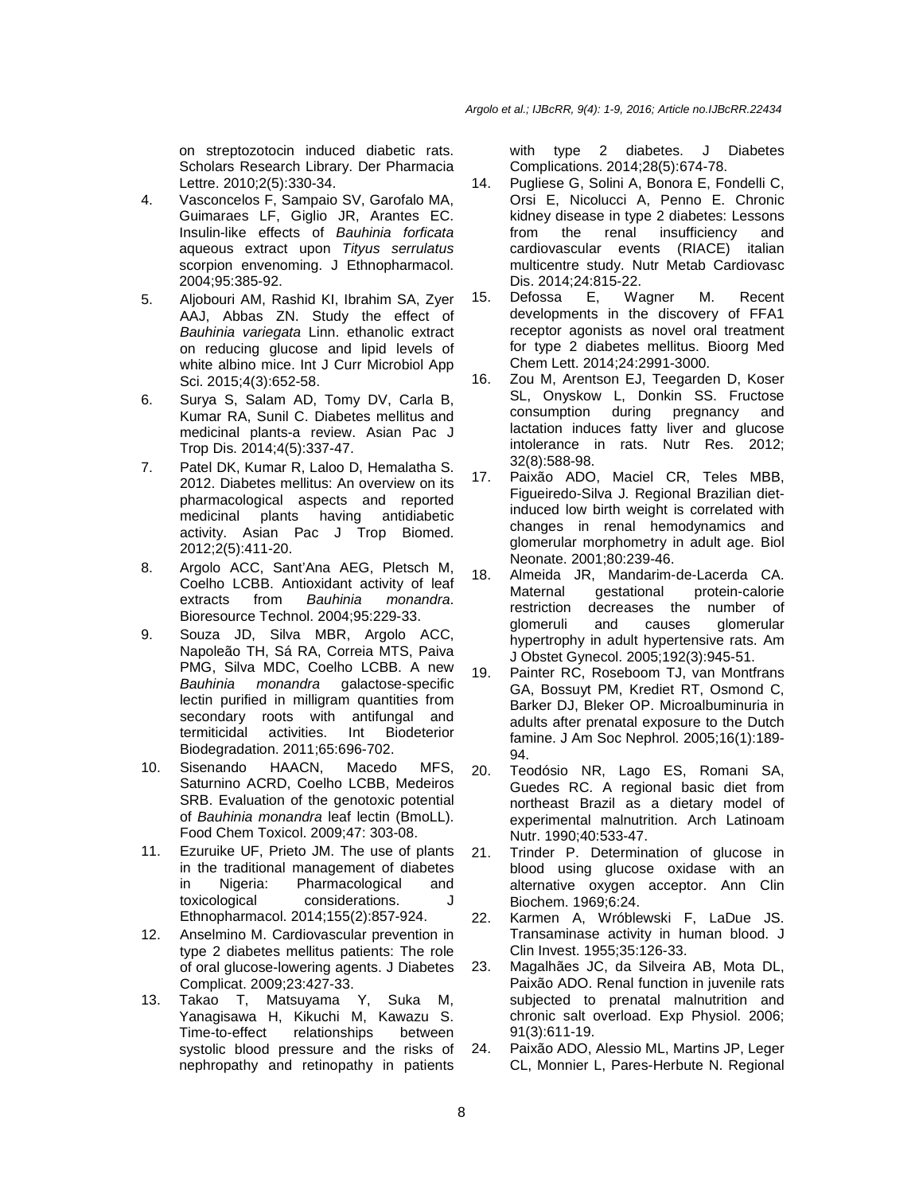on streptozotocin induced diabetic rats. Scholars Research Library. Der Pharmacia Lettre. 2010;2(5):330-34.

4. Vasconcelos F, Sampaio SV, Garofalo MA, Guimaraes LF, Giglio JR, Arantes EC. Insulin-like effects of *Bauhinia forficata* aqueous extract upon *Tityus serrulatus* scorpion envenoming. J Ethnopharmacol. 2004;95:385-92.
5. Aljobouri AM, Rashid KI, Ibrahim SA, Zyer AAJ, Abbas ZN. Study the effect of *Bauhinia variegata* Linn. ethanolic extract on reducing glucose and lipid levels of white albino mice. Int J Curr Microbiol App Sci. 2015;4(3):652-58.
6. Surya S, Salam AD, Tomy DV, Carla B, Kumar RA, Sunil C. Diabetes mellitus and medicinal plants-a review. Asian Pac J Trop Dis. 2014;4(5):337-47.
7. Patel DK, Kumar R, Laloo D, Hemalatha S. 2012. Diabetes mellitus: An overview on its pharmacological aspects and reported medicinal plants having antidiabetic activity. Asian Pac J Trop Biomed. 2012;2(5):411-20.
8. Argolo ACC, Sant'Ana AEG, Pletsch M, Coelho LCBB. Antioxidant activity of leaf extracts from *Bauhinia monandra*. Bioresource Technol. 2004;95:229-33.
9. Souza JD, Silva MBR, Argolo ACC, Napoleão TH, Sá RA, Correia MTS, Paiva PMG, Silva MDC, Coelho LCBB. A new *Bauhinia monandra* galactose-specific lectin purified in milligram quantities from secondary roots with antifungal and termiticidal activities. Int Biodeterior Biodegradation. 2011;65:696-702.
10. Sisenando HAACN, Macedo MFS, Saturnino ACRD, Coelho LCBB, Medeiros SRB. Evaluation of the genotoxic potential of *Bauhinia monandra* leaf lectin (BmoLL). Food Chem Toxicol. 2009;47: 303-08.
11. Ezuruike UF, Prieto JM. The use of plants in the traditional management of diabetes in Nigeria: Pharmacological and toxicological considerations. J Ethnopharmacol. 2014;155(2):857-924.
12. Anselmino M. Cardiovascular prevention in type 2 diabetes mellitus patients: The role of oral glucose-lowering agents. J Diabetes Complicat. 2009;23:427-33.
13. Takao T, Matsuyama Y, Suka M, Yanagisawa H, Kikuchi M, Kawazu S. Time-to-effect relationships between systolic blood pressure and the risks of nephropathy and retinopathy in patients with type 2 diabetes. J Diabetes Complications. 2014;28(5):674-78.
14. Pugliese G, Solini A, Bonora E, Fondelli C, Orsi E, Nicolucci A, Penno E. Chronic kidney disease in type 2 diabetes: Lessons from the renal insufficiency and cardiovascular events (RIACE) italian multicentre study. Nutr Metab Cardiovasc Dis. 2014;24:815-22.
15. Defossa E, Wagner M. Recent developments in the discovery of FFA1 receptor agonists as novel oral treatment for type 2 diabetes mellitus. Bioorg Med Chem Lett. 2014;24:2991-3000.
16. Zou M, Arentson EJ, Teegarden D, Koser SL, Onyskow L, Donkin SS. Fructose consumption during pregnancy and lactation induces fatty liver and glucose intolerance in rats. Nutr Res. 2012; 32(8):588-98.
17. Paixão ADO, Maciel CR, Teles MBB, Figueiredo-Silva J. Regional Brazilian diet-induced low birth weight is correlated with changes in renal hemodynamics and glomerular morphometry in adult age. Biol Neonate. 2001;80:239-46.
18. Almeida JR, Mandarim-de-Lacerda CA. Maternal gestational protein-calorie restriction decreases the number of glomeruli and causes glomerular hypertrophy in adult hypertensive rats. Am J Obstet Gynecol. 2005;192(3):945-51.
19. Painter RC, Roseboom TJ, van Montfrans GA, Bossuyt PM, Krediet RT, Osmond C, Barker DJ, Bleker OP. Microalbuminuria in adults after prenatal exposure to the Dutch famine. J Am Soc Nephrol. 2005;16(1):189-94.
20. Teodósio NR, Lago ES, Romani SA, Guedes RC. A regional basic diet from northeast Brazil as a dietary model of experimental malnutrition. Arch Latinoam Nutr. 1990;40:533-47.
21. Trinder P. Determination of glucose in blood using glucose oxidase with an alternative oxygen acceptor. Ann Clin Biochem. 1969;6:24.
22. Karmen A, Wróblewski F, LaDue JS. Transaminase activity in human blood. J Clin Invest. 1955;35:126-33.
23. Magalhães JC, da Silveira AB, Mota DL, Paixão ADO. Renal function in juvenile rats subjected to prenatal malnutrition and chronic salt overload. Exp Physiol. 2006; 91(3):611-19.
24. Paixão ADO, Alessio ML, Martins JP, Leger CL, Monnier L, Pares-Herbute N. Regional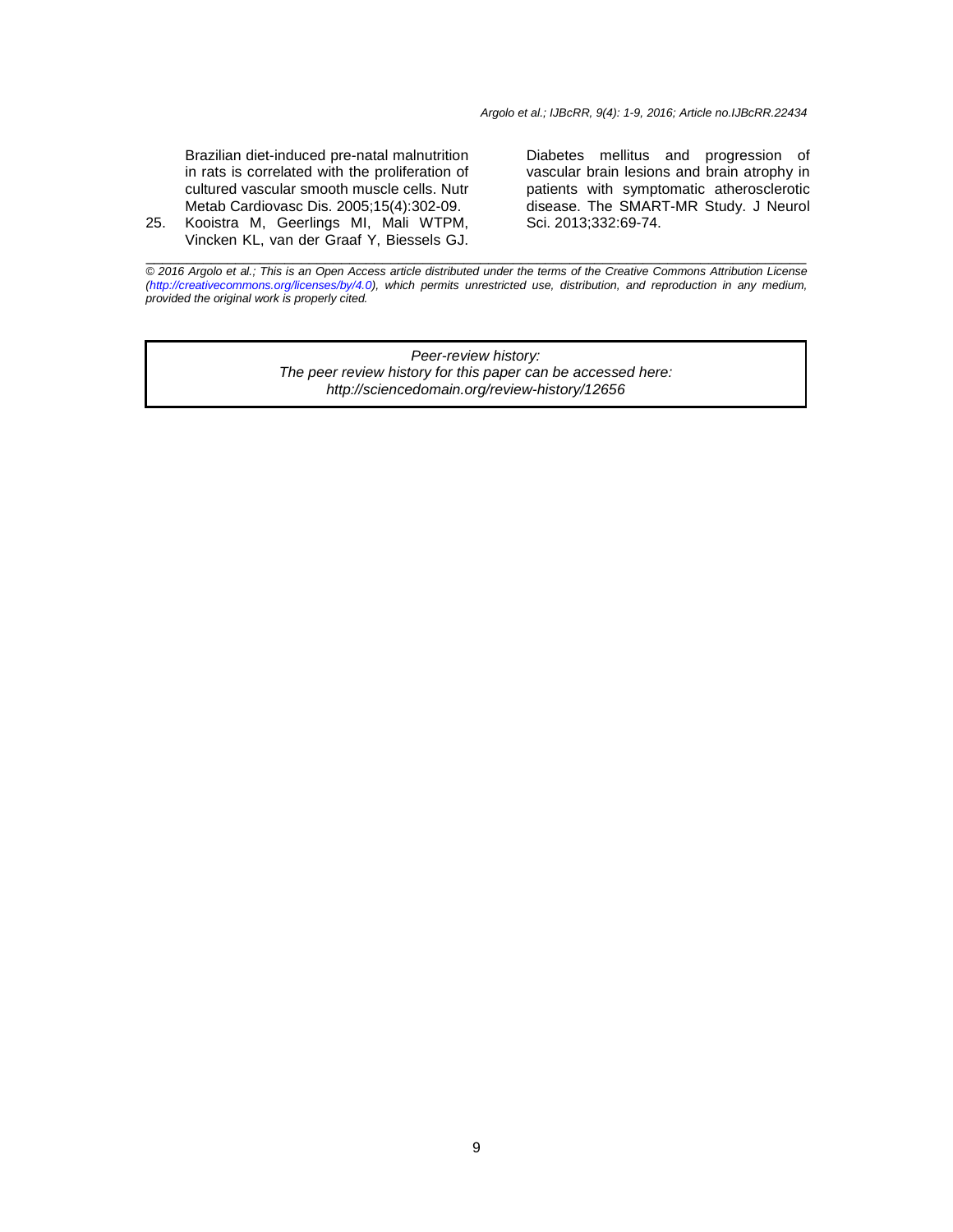Brazilian diet-induced pre-natal malnutrition in rats is correlated with the proliferation of cultured vascular smooth muscle cells. Nutr Metab Cardiovasc Dis. 2005;15(4):302-09.

25. Kooistra M, Geerlings MI, Mali WTPM, Vincken KL, van der Graaf Y, Biessels GJ. Diabetes mellitus and progression of vascular brain lesions and brain atrophy in patients with symptomatic atherosclerotic disease. The SMART-MR Study. J Neurol Sci. 2013;332:69-74.

---

*© 2016 Argolo et al.; This is an Open Access article distributed under the terms of the Creative Commons Attribution License (http://creativecommons.org/licenses/by/4.0), which permits unrestricted use, distribution, and reproduction in any medium, provided the original work is properly cited.*

*Peer-review history:*
*The peer review history for this paper can be accessed here:*
*http://sciencedomain.org/review-history/12656*